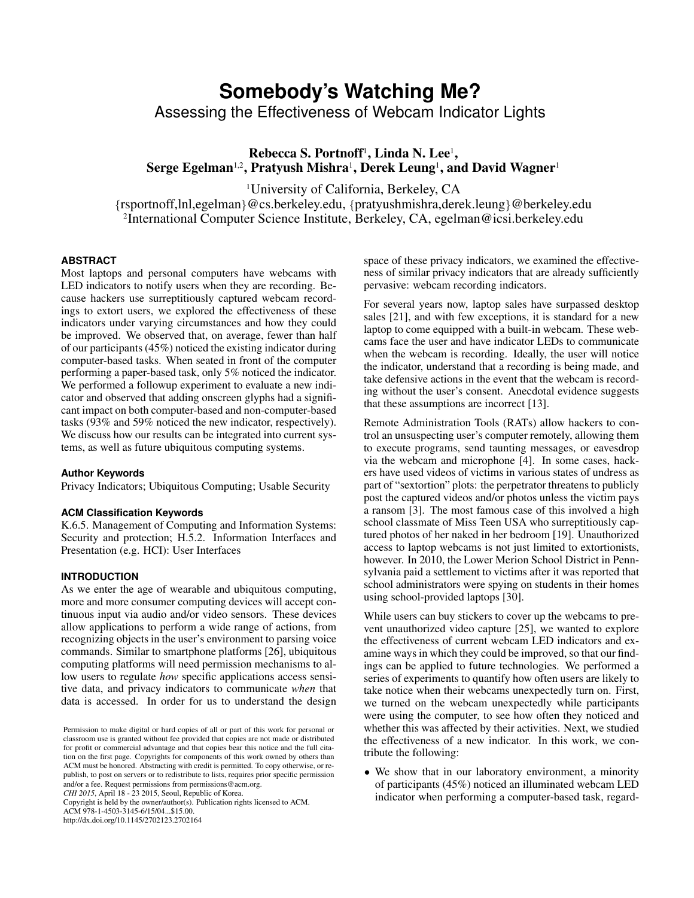# Somebody's Watching Me?

## Assessing the Effectiveness of Webcam Indicator Lights

**Rebecca S. Portnoff[1], Linda N. Lee[1], Serge Egelman[1,2], Pratyush Mishra[1], Derek Leung[1], and David Wagner[1]**

[1]University of California, Berkeley, CA
{rsportnoff,lnl,egelman}@cs.berkeley.edu, {pratyushmishra,derek.leung}@berkeley.edu
[2]International Computer Science Institute, Berkeley, CA, egelman@icsi.berkeley.edu

### ABSTRACT

Most laptops and personal computers have webcams with LED indicators to notify users when they are recording. Because hackers use surreptitiously captured webcam recordings to extort users, we explored the effectiveness of these indicators under varying circumstances and how they could be improved. We observed that, on average, fewer than half of our participants (45%) noticed the existing indicator during computer-based tasks. When seated in front of the computer performing a paper-based task, only 5% noticed the indicator. We performed a followup experiment to evaluate a new indicator and observed that adding onscreen glyphs had a significant impact on both computer-based and non-computer-based tasks (93% and 59% noticed the new indicator, respectively). We discuss how our results can be integrated into current systems, as well as future ubiquitous computing systems.

### Author Keywords

Privacy Indicators; Ubiquitous Computing; Usable Security

### ACM Classification Keywords

K.6.5. Management of Computing and Information Systems: Security and protection; H.5.2. Information Interfaces and Presentation (e.g. HCI): User Interfaces

### INTRODUCTION

As we enter the age of wearable and ubiquitous computing, more and more consumer computing devices will accept continuous input via audio and/or video sensors. These devices allow applications to perform a wide range of actions, from recognizing objects in the user's environment to parsing voice commands. Similar to smartphone platforms [26], ubiquitous computing platforms will need permission mechanisms to allow users to regulate *how* specific applications access sensitive data, and privacy indicators to communicate *when* that data is accessed. In order for us to understand the design space of these privacy indicators, we examined the effectiveness of similar privacy indicators that are already sufficiently pervasive: webcam recording indicators.

For several years now, laptop sales have surpassed desktop sales [21], and with few exceptions, it is standard for a new laptop to come equipped with a built-in webcam. These webcams face the user and have indicator LEDs to communicate when the webcam is recording. Ideally, the user will notice the indicator, understand that a recording is being made, and take defensive actions in the event that the webcam is recording without the user's consent. Anecdotal evidence suggests that these assumptions are incorrect [13].

Remote Administration Tools (RATs) allow hackers to control an unsuspecting user's computer remotely, allowing them to execute programs, send taunting messages, or eavesdrop via the webcam and microphone [4]. In some cases, hackers have used videos of victims in various states of undress as part of "sextortion" plots: the perpetrator threatens to publicly post the captured videos and/or photos unless the victim pays a ransom [3]. The most famous case of this involved a high school classmate of Miss Teen USA who surreptitiously captured photos of her naked in her bedroom [19]. Unauthorized access to laptop webcams is not just limited to extortionists, however. In 2010, the Lower Merion School District in Pennsylvania paid a settlement to victims after it was reported that school administrators were spying on students in their homes using school-provided laptops [30].

While users can buy stickers to cover up the webcams to prevent unauthorized video capture [25], we wanted to explore the effectiveness of current webcam LED indicators and examine ways in which they could be improved, so that our findings can be applied to future technologies. We performed a series of experiments to quantify how often users are likely to take notice when their webcams unexpectedly turn on. First, we turned on the webcam unexpectedly while participants were using the computer, to see how often they noticed and whether this was affected by their activities. Next, we studied the effectiveness of a new indicator. In this work, we contribute the following:

- We show that in our laboratory environment, a minority of participants (45%) noticed an illuminated webcam LED indicator when performing a computer-based task, regard-

Permission to make digital or hard copies of all or part of this work for personal or classroom use is granted without fee provided that copies are not made or distributed for profit or commercial advantage and that copies bear this notice and the full citation on the first page. Copyrights for components of this work owned by others than ACM must be honored. Abstracting with credit is permitted. To copy otherwise, or republish, to post on servers or to redistribute to lists, requires prior specific permission and/or a fee. Request permissions from permissions@acm.org.
*CHI 2015*, April 18 - 23 2015, Seoul, Republic of Korea.
Copyright is held by the owner/author(s). Publication rights licensed to ACM.
ACM 978-1-4503-3145-6/15/04...$15.00.
http://dx.doi.org/10.1145/2702123.2702164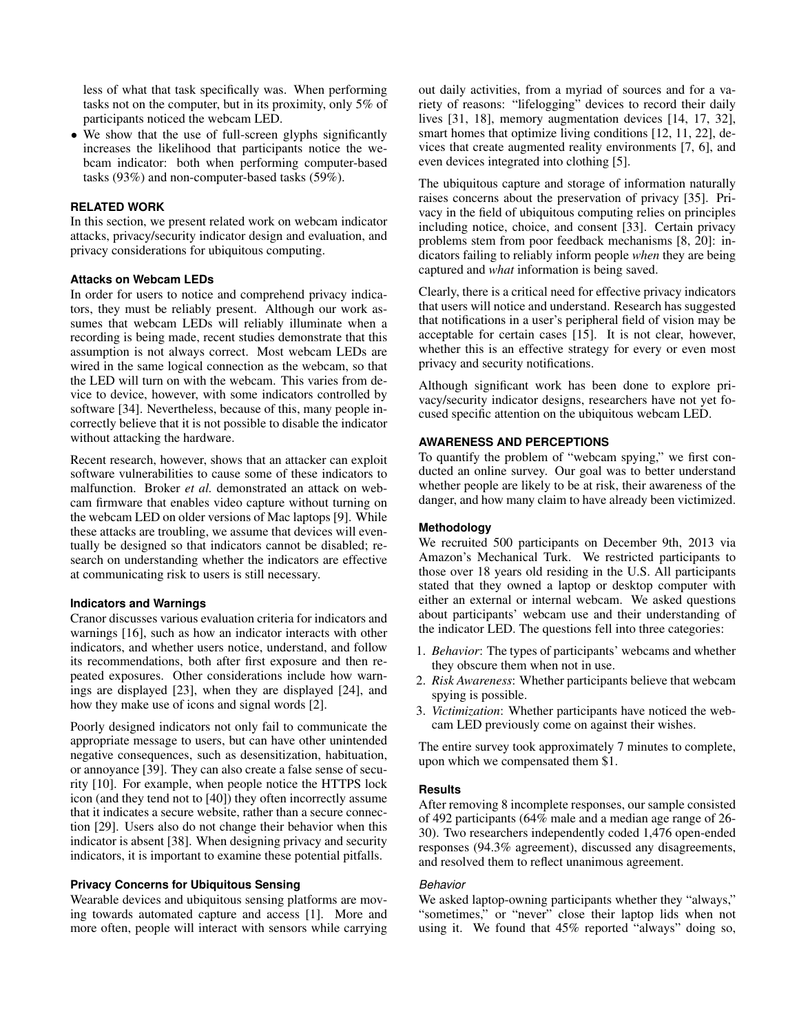less of what that task specifically was. When performing tasks not on the computer, but in its proximity, only 5% of participants noticed the webcam LED.

- We show that the use of full-screen glyphs significantly increases the likelihood that participants notice the webcam indicator: both when performing computer-based tasks (93%) and non-computer-based tasks (59%).

## RELATED WORK

In this section, we present related work on webcam indicator attacks, privacy/security indicator design and evaluation, and privacy considerations for ubiquitous computing.

### Attacks on Webcam LEDs

In order for users to notice and comprehend privacy indicators, they must be reliably present. Although our work assumes that webcam LEDs will reliably illuminate when a recording is being made, recent studies demonstrate that this assumption is not always correct. Most webcam LEDs are wired in the same logical connection as the webcam, so that the LED will turn on with the webcam. This varies from device to device, however, with some indicators controlled by software [34]. Nevertheless, because of this, many people incorrectly believe that it is not possible to disable the indicator without attacking the hardware.

Recent research, however, shows that an attacker can exploit software vulnerabilities to cause some of these indicators to malfunction. Broker *et al.* demonstrated an attack on webcam firmware that enables video capture without turning on the webcam LED on older versions of Mac laptops [9]. While these attacks are troubling, we assume that devices will eventually be designed so that indicators cannot be disabled; research on understanding whether the indicators are effective at communicating risk to users is still necessary.

### Indicators and Warnings

Cranor discusses various evaluation criteria for indicators and warnings [16], such as how an indicator interacts with other indicators, and whether users notice, understand, and follow its recommendations, both after first exposure and then repeated exposures. Other considerations include how warnings are displayed [23], when they are displayed [24], and how they make use of icons and signal words [2].

Poorly designed indicators not only fail to communicate the appropriate message to users, but can have other unintended negative consequences, such as desensitization, habituation, or annoyance [39]. They can also create a false sense of security [10]. For example, when people notice the HTTPS lock icon (and they tend not to [40]) they often incorrectly assume that it indicates a secure website, rather than a secure connection [29]. Users also do not change their behavior when this indicator is absent [38]. When designing privacy and security indicators, it is important to examine these potential pitfalls.

### Privacy Concerns for Ubiquitous Sensing

Wearable devices and ubiquitous sensing platforms are moving towards automated capture and access [1]. More and more often, people will interact with sensors while carrying out daily activities, from a myriad of sources and for a variety of reasons: "lifelogging" devices to record their daily lives [31, 18], memory augmentation devices [14, 17, 32], smart homes that optimize living conditions [12, 11, 22], devices that create augmented reality environments [7, 6], and even devices integrated into clothing [5].

The ubiquitous capture and storage of information naturally raises concerns about the preservation of privacy [35]. Privacy in the field of ubiquitous computing relies on principles including notice, choice, and consent [33]. Certain privacy problems stem from poor feedback mechanisms [8, 20]: indicators failing to reliably inform people *when* they are being captured and *what* information is being saved.

Clearly, there is a critical need for effective privacy indicators that users will notice and understand. Research has suggested that notifications in a user's peripheral field of vision may be acceptable for certain cases [15]. It is not clear, however, whether this is an effective strategy for every or even most privacy and security notifications.

Although significant work has been done to explore privacy/security indicator designs, researchers have not yet focused specific attention on the ubiquitous webcam LED.

## AWARENESS AND PERCEPTIONS

To quantify the problem of "webcam spying," we first conducted an online survey. Our goal was to better understand whether people are likely to be at risk, their awareness of the danger, and how many claim to have already been victimized.

### Methodology

We recruited 500 participants on December 9th, 2013 via Amazon's Mechanical Turk. We restricted participants to those over 18 years old residing in the U.S. All participants stated that they owned a laptop or desktop computer with either an external or internal webcam. We asked questions about participants' webcam use and their understanding of the indicator LED. The questions fell into three categories:

1. *Behavior*: The types of participants' webcams and whether they obscure them when not in use.
2. *Risk Awareness*: Whether participants believe that webcam spying is possible.
3. *Victimization*: Whether participants have noticed the webcam LED previously come on against their wishes.

The entire survey took approximately 7 minutes to complete, upon which we compensated them $1.

### Results

After removing 8 incomplete responses, our sample consisted of 492 participants (64% male and a median age range of 26-30). Two researchers independently coded 1,476 open-ended responses (94.3% agreement), discussed any disagreements, and resolved them to reflect unanimous agreement.

#### *Behavior*

We asked laptop-owning participants whether they "always," "sometimes," or "never" close their laptop lids when not using it. We found that 45% reported "always" doing so,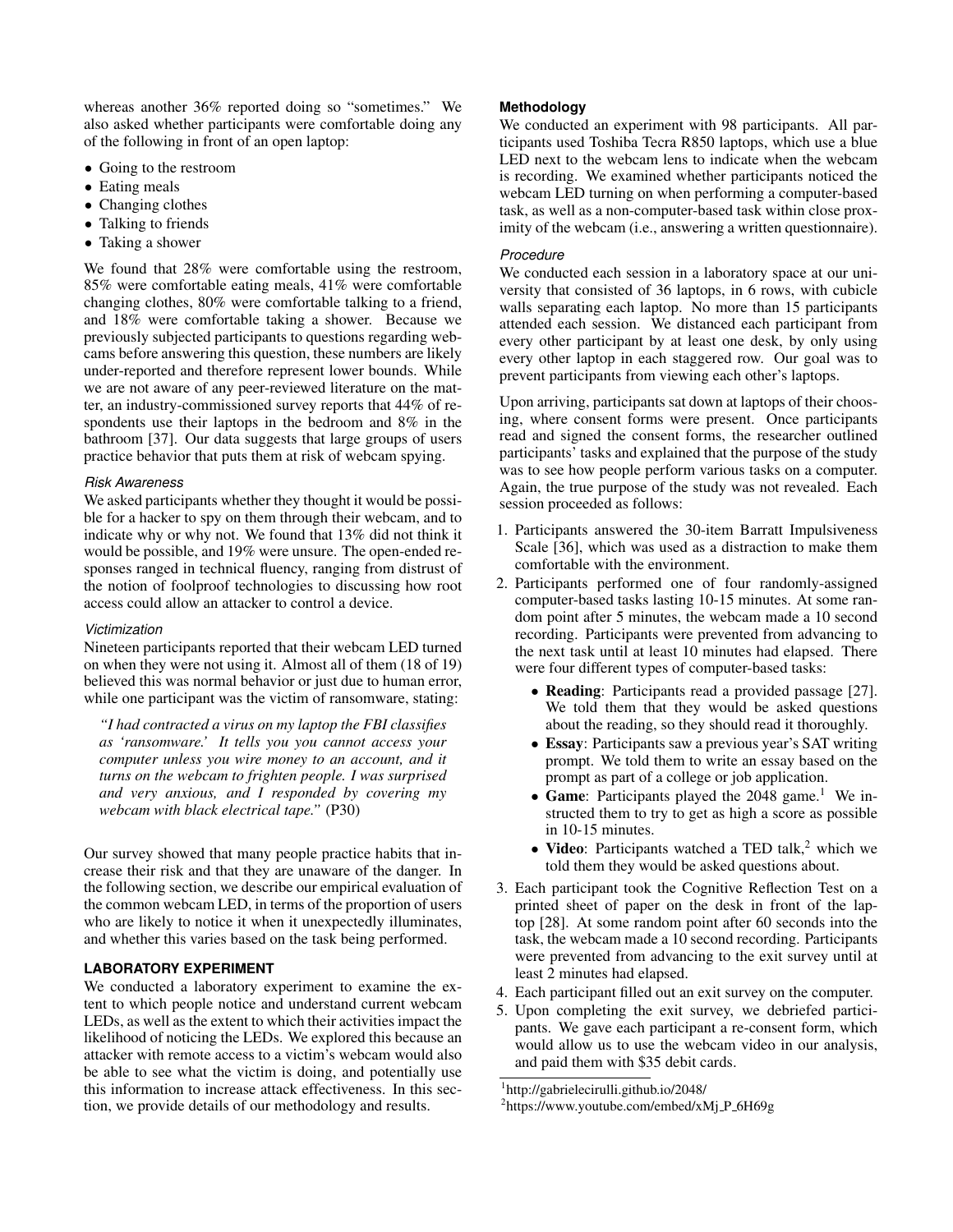whereas another 36% reported doing so "sometimes." We also asked whether participants were comfortable doing any of the following in front of an open laptop:

- Going to the restroom
- Eating meals
- Changing clothes
- Talking to friends
- Taking a shower

We found that 28% were comfortable using the restroom, 85% were comfortable eating meals, 41% were comfortable changing clothes, 80% were comfortable talking to a friend, and 18% were comfortable taking a shower. Because we previously subjected participants to questions regarding webcams before answering this question, these numbers are likely under-reported and therefore represent lower bounds. While we are not aware of any peer-reviewed literature on the matter, an industry-commissioned survey reports that 44% of respondents use their laptops in the bedroom and 8% in the bathroom [37]. Our data suggests that large groups of users practice behavior that puts them at risk of webcam spying.

#### Risk Awareness

We asked participants whether they thought it would be possible for a hacker to spy on them through their webcam, and to indicate why or why not. We found that 13% did not think it would be possible, and 19% were unsure. The open-ended responses ranged in technical fluency, ranging from distrust of the notion of foolproof technologies to discussing how root access could allow an attacker to control a device.

#### Victimization

Nineteen participants reported that their webcam LED turned on when they were not using it. Almost all of them (18 of 19) believed this was normal behavior or just due to human error, while one participant was the victim of ransomware, stating:

> *"I had contracted a virus on my laptop the FBI classifies as 'ransomware.' It tells you you cannot access your computer unless you wire money to an account, and it turns on the webcam to frighten people. I was surprised and very anxious, and I responded by covering my webcam with black electrical tape."* (P30)

Our survey showed that many people practice habits that increase their risk and that they are unaware of the danger. In the following section, we describe our empirical evaluation of the common webcam LED, in terms of the proportion of users who are likely to notice it when it unexpectedly illuminates, and whether this varies based on the task being performed.

## LABORATORY EXPERIMENT

We conducted a laboratory experiment to examine the extent to which people notice and understand current webcam LEDs, as well as the extent to which their activities impact the likelihood of noticing the LEDs. We explored this because an attacker with remote access to a victim's webcam would also be able to see what the victim is doing, and potentially use this information to increase attack effectiveness. In this section, we provide details of our methodology and results.

### Methodology

We conducted an experiment with 98 participants. All participants used Toshiba Tecra R850 laptops, which use a blue LED next to the webcam lens to indicate when the webcam is recording. We examined whether participants noticed the webcam LED turning on when performing a computer-based task, as well as a non-computer-based task within close proximity of the webcam (i.e., answering a written questionnaire).

#### Procedure

We conducted each session in a laboratory space at our university that consisted of 36 laptops, in 6 rows, with cubicle walls separating each laptop. No more than 15 participants attended each session. We distanced each participant from every other participant by at least one desk, by only using every other laptop in each staggered row. Our goal was to prevent participants from viewing each other's laptops.

Upon arriving, participants sat down at laptops of their choosing, where consent forms were present. Once participants read and signed the consent forms, the researcher outlined participants' tasks and explained that the purpose of the study was to see how people perform various tasks on a computer. Again, the true purpose of the study was not revealed. Each session proceeded as follows:

1. Participants answered the 30-item Barratt Impulsiveness Scale [36], which was used as a distraction to make them comfortable with the environment.
2. Participants performed one of four randomly-assigned computer-based tasks lasting 10-15 minutes. At some random point after 5 minutes, the webcam made a 10 second recording. Participants were prevented from advancing to the next task until at least 10 minutes had elapsed. There were four different types of computer-based tasks:
   - **Reading**: Participants read a provided passage [27]. We told them that they would be asked questions about the reading, so they should read it thoroughly.
   - **Essay**: Participants saw a previous year's SAT writing prompt. We told them to write an essay based on the prompt as part of a college or job application.
   - **Game**: Participants played the 2048 game.[1] We instructed them to try to get as high a score as possible in 10-15 minutes.
   - **Video**: Participants watched a TED talk,[2] which we told them they would be asked questions about.
3. Each participant took the Cognitive Reflection Test on a printed sheet of paper on the desk in front of the laptop [28]. At some random point after 60 seconds into the task, the webcam made a 10 second recording. Participants were prevented from advancing to the exit survey until at least 2 minutes had elapsed.
4. Each participant filled out an exit survey on the computer.
5. Upon completing the exit survey, we debriefed participants. We gave each participant a re-consent form, which would allow us to use the webcam video in our analysis, and paid them with $35 debit cards.

[1] http://gabrielecirulli.github.io/2048/

[2] https://www.youtube.com/embed/xMj_P_6H69g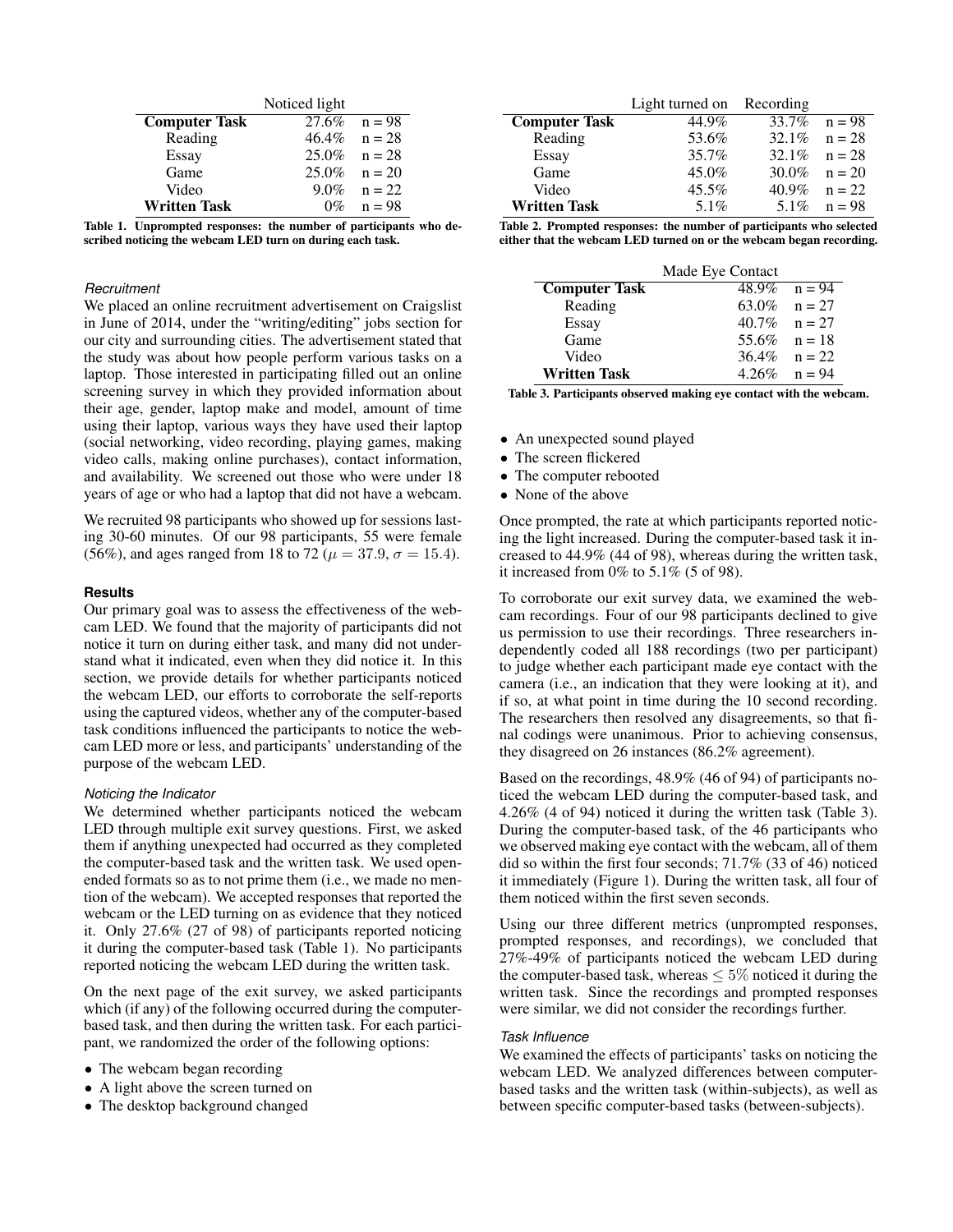| | Noticed light | |
|---|---|---|
| **Computer Task** | 27.6% | n = 98 |
| Reading | 46.4% | n = 28 |
| Essay | 25.0% | n = 28 |
| Game | 25.0% | n = 20 |
| Video | 9.0% | n = 22 |
| **Written Task** | 0% | n = 98 |

**Table 1. Unprompted responses: the number of participants who described noticing the webcam LED turn on during each task.**

*Recruitment*

We placed an online recruitment advertisement on Craigslist in June of 2014, under the "writing/editing" jobs section for our city and surrounding cities. The advertisement stated that the study was about how people perform various tasks on a laptop. Those interested in participating filled out an online screening survey in which they provided information about their age, gender, laptop make and model, amount of time using their laptop, various ways they have used their laptop (social networking, video recording, playing games, making video calls, making online purchases), contact information, and availability. We screened out those who were under 18 years of age or who had a laptop that did not have a webcam.

We recruited 98 participants who showed up for sessions lasting 30-60 minutes. Of our 98 participants, 55 were female (56%), and ages ranged from 18 to 72 ($\mu = 37.9$, $\sigma = 15.4$).

## Results

Our primary goal was to assess the effectiveness of the webcam LED. We found that the majority of participants did not notice it turn on during either task, and many did not understand what it indicated, even when they did notice it. In this section, we provide details for whether participants noticed the webcam LED, our efforts to corroborate the self-reports using the captured videos, whether any of the computer-based task conditions influenced the participants to notice the webcam LED more or less, and participants' understanding of the purpose of the webcam LED.

*Noticing the Indicator*

We determined whether participants noticed the webcam LED through multiple exit survey questions. First, we asked them if anything unexpected had occurred as they completed the computer-based task and the written task. We used open-ended formats so as to not prime them (i.e., we made no mention of the webcam). We accepted responses that reported the webcam or the LED turning on as evidence that they noticed it. Only 27.6% (27 of 98) of participants reported noticing it during the computer-based task (Table 1). No participants reported noticing the webcam LED during the written task.

On the next page of the exit survey, we asked participants which (if any) of the following occurred during the computer-based task, and then during the written task. For each participant, we randomized the order of the following options:

- The webcam began recording
- A light above the screen turned on
- The desktop background changed
- An unexpected sound played
- The screen flickered
- The computer rebooted
- None of the above

| | Light turned on | Recording | |
|---|---|---|---|
| **Computer Task** | 44.9% | 33.7% | n = 98 |
| Reading | 53.6% | 32.1% | n = 28 |
| Essay | 35.7% | 32.1% | n = 28 |
| Game | 45.0% | 30.0% | n = 20 |
| Video | 45.5% | 40.9% | n = 22 |
| **Written Task** | 5.1% | 5.1% | n = 98 |

**Table 2. Prompted responses: the number of participants who selected either that the webcam LED turned on or the webcam began recording.**

| | Made Eye Contact | |
|---|---|---|
| **Computer Task** | 48.9% | n = 94 |
| Reading | 63.0% | n = 27 |
| Essay | 40.7% | n = 27 |
| Game | 55.6% | n = 18 |
| Video | 36.4% | n = 22 |
| **Written Task** | 4.26% | n = 94 |

**Table 3. Participants observed making eye contact with the webcam.**

Once prompted, the rate at which participants reported noticing the light increased. During the computer-based task it increased to 44.9% (44 of 98), whereas during the written task, it increased from 0% to 5.1% (5 of 98).

To corroborate our exit survey data, we examined the webcam recordings. Four of our 98 participants declined to give us permission to use their recordings. Three researchers independently coded all 188 recordings (two per participant) to judge whether each participant made eye contact with the camera (i.e., an indication that they were looking at it), and if so, at what point in time during the 10 second recording. The researchers then resolved any disagreements, so that final codings were unanimous. Prior to achieving consensus, they disagreed on 26 instances (86.2% agreement).

Based on the recordings, 48.9% (46 of 94) of participants noticed the webcam LED during the computer-based task, and 4.26% (4 of 94) noticed it during the written task (Table 3). During the computer-based task, of the 46 participants who we observed making eye contact with the webcam, all of them did so within the first four seconds; 71.7% (33 of 46) noticed it immediately (Figure 1). During the written task, all four of them noticed within the first seven seconds.

Using our three different metrics (unprompted responses, prompted responses, and recordings), we concluded that 27%-49% of participants noticed the webcam LED during the computer-based task, whereas $\leq 5\%$ noticed it during the written task. Since the recordings and prompted responses were similar, we did not consider the recordings further.

*Task Influence*

We examined the effects of participants' tasks on noticing the webcam LED. We analyzed differences between computer-based tasks and the written task (within-subjects), as well as between specific computer-based tasks (between-subjects).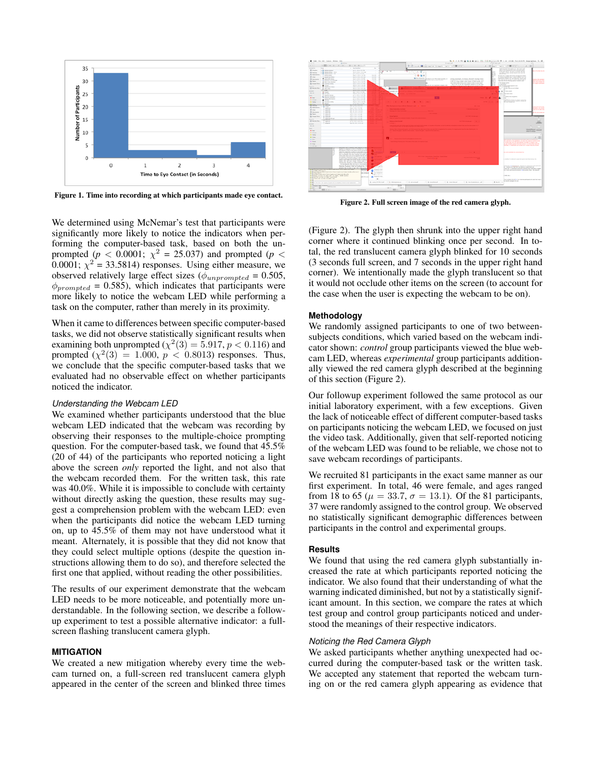Figure 1. Time into recording at which participants made eye contact.

Figure 2. Full screen image of the red camera glyph.

We determined using McNemar's test that participants were significantly more likely to notice the indicators when performing the computer-based task, based on both the unprompted ($p < 0.0001$; $\chi^2 = 25.037$) and prompted ($p < 0.0001$; $\chi^2 = 33.5814$) responses. Using either measure, we observed relatively large effect sizes ($\phi_{unprompted} = 0.505$, $\phi_{prompted} = 0.585$), which indicates that participants were more likely to notice the webcam LED while performing a task on the computer, rather than merely in its proximity.

When it came to differences between specific computer-based tasks, we did not observe statistically significant results when examining both unprompted ($\chi^2(3) = 5.917$, $p < 0.116$) and prompted ($\chi^2(3) = 1.000$, $p < 0.8013$) responses. Thus, we conclude that the specific computer-based tasks that we evaluated had no observable effect on whether participants noticed the indicator.

### *Understanding the Webcam LED*

We examined whether participants understood that the blue webcam LED indicated that the webcam was recording by observing their responses to the multiple-choice prompting question. For the computer-based task, we found that 45.5% (20 of 44) of the participants who reported noticing a light above the screen *only* reported the light, and not also that the webcam recorded them. For the written task, this rate was 40.0%. While it is impossible to conclude with certainty without directly asking the question, these results may suggest a comprehension problem with the webcam LED: even when the participants did notice the webcam LED turning on, up to 45.5% of them may not have understood what it meant. Alternately, it is possible that they did not know that they could select multiple options (despite the question instructions allowing them to do so), and therefore selected the first one that applied, without reading the other possibilities.

The results of our experiment demonstrate that the webcam LED needs to be more noticeable, and potentially more understandable. In the following section, we describe a follow-up experiment to test a possible alternative indicator: a full-screen flashing translucent camera glyph.

## MITIGATION

We created a new mitigation whereby every time the webcam turned on, a full-screen red translucent camera glyph appeared in the center of the screen and blinked three times (Figure 2). The glyph then shrunk into the upper right hand corner where it continued blinking once per second. In total, the red translucent camera glyph blinked for 10 seconds (3 seconds full screen, and 7 seconds in the upper right hand corner). We intentionally made the glyph translucent so that it would not occlude other items on the screen (to account for the case when the user is expecting the webcam to be on).

### Methodology

We randomly assigned participants to one of two between-subjects conditions, which varied based on the webcam indicator shown: *control* group participants viewed the blue webcam LED, whereas *experimental* group participants additionally viewed the red camera glyph described at the beginning of this section (Figure 2).

Our followup experiment followed the same protocol as our initial laboratory experiment, with a few exceptions. Given the lack of noticeable effect of different computer-based tasks on participants noticing the webcam LED, we focused on just the video task. Additionally, given that self-reported noticing of the webcam LED was found to be reliable, we chose not to save webcam recordings of participants.

We recruited 81 participants in the exact same manner as our first experiment. In total, 46 were female, and ages ranged from 18 to 65 ($\mu = 33.7$, $\sigma = 13.1$). Of the 81 participants, 37 were randomly assigned to the control group. We observed no statistically significant demographic differences between participants in the control and experimental groups.

### Results

We found that using the red camera glyph substantially increased the rate at which participants reported noticing the indicator. We also found that their understanding of what the warning indicated diminished, but not by a statistically significant amount. In this section, we compare the rates at which test group and control group participants noticed and understood the meanings of their respective indicators.

### *Noticing the Red Camera Glyph*

We asked participants whether anything unexpected had occurred during the computer-based task or the written task. We accepted any statement that reported the webcam turning on or the red camera glyph appearing as evidence that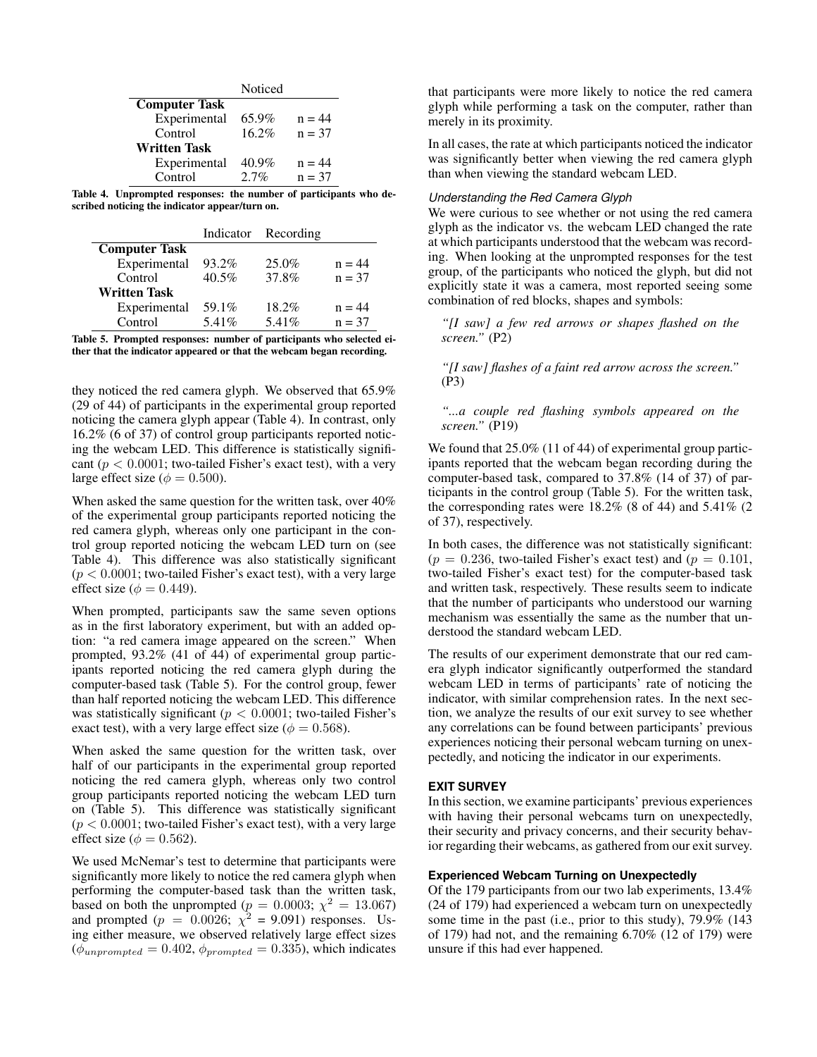| | Noticed | |
|---|---|---|
| **Computer Task** | | |
| Experimental | 65.9% | n = 44 |
| Control | 16.2% | n = 37 |
| **Written Task** | | |
| Experimental | 40.9% | n = 44 |
| Control | 2.7% | n = 37 |

**Table 4. Unprompted responses: the number of participants who described noticing the indicator appear/turn on.**

| | Indicator | Recording | |
|---|---|---|---|
| **Computer Task** | | | |
| Experimental | 93.2% | 25.0% | n = 44 |
| Control | 40.5% | 37.8% | n = 37 |
| **Written Task** | | | |
| Experimental | 59.1% | 18.2% | n = 44 |
| Control | 5.41% | 5.41% | n = 37 |

**Table 5. Prompted responses: number of participants who selected either that the indicator appeared or that the webcam began recording.**

they noticed the red camera glyph. We observed that 65.9% (29 of 44) of participants in the experimental group reported noticing the camera glyph appear (Table 4). In contrast, only 16.2% (6 of 37) of control group participants reported noticing the webcam LED. This difference is statistically significant ($p < 0.0001$; two-tailed Fisher's exact test), with a very large effect size ($\phi = 0.500$).

When asked the same question for the written task, over 40% of the experimental group participants reported noticing the red camera glyph, whereas only one participant in the control group reported noticing the webcam LED turn on (see Table 4). This difference was also statistically significant ($p < 0.0001$; two-tailed Fisher's exact test), with a very large effect size ($\phi = 0.449$).

When prompted, participants saw the same seven options as in the first laboratory experiment, but with an added option: "a red camera image appeared on the screen." When prompted, 93.2% (41 of 44) of experimental group participants reported noticing the red camera glyph during the computer-based task (Table 5). For the control group, fewer than half reported noticing the webcam LED. This difference was statistically significant ($p < 0.0001$; two-tailed Fisher's exact test), with a very large effect size ($\phi = 0.568$).

When asked the same question for the written task, over half of our participants in the experimental group reported noticing the red camera glyph, whereas only two control group participants reported noticing the webcam LED turn on (Table 5). This difference was statistically significant ($p < 0.0001$; two-tailed Fisher's exact test), with a very large effect size ($\phi = 0.562$).

We used McNemar's test to determine that participants were significantly more likely to notice the red camera glyph when performing the computer-based task than the written task, based on both the unprompted ($p = 0.0003$; $\chi^2 = 13.067$) and prompted ($p = 0.0026$; $\chi^2 = 9.091$) responses. Using either measure, we observed relatively large effect sizes ($\phi_{unprompted} = 0.402$, $\phi_{prompted} = 0.335$), which indicates that participants were more likely to notice the red camera glyph while performing a task on the computer, rather than merely in its proximity.

In all cases, the rate at which participants noticed the indicator was significantly better when viewing the red camera glyph than when viewing the standard webcam LED.

### *Understanding the Red Camera Glyph*

We were curious to see whether or not using the red camera glyph as the indicator vs. the webcam LED changed the rate at which participants understood that the webcam was recording. When looking at the unprompted responses for the test group, of the participants who noticed the glyph, but did not explicitly state it was a camera, most reported seeing some combination of red blocks, shapes and symbols:

> *"[I saw] a few red arrows or shapes flashed on the screen."* (P2)

> *"[I saw] flashes of a faint red arrow across the screen."* (P3)

> *"...a couple red flashing symbols appeared on the screen."* (P19)

We found that 25.0% (11 of 44) of experimental group participants reported that the webcam began recording during the computer-based task, compared to 37.8% (14 of 37) of participants in the control group (Table 5). For the written task, the corresponding rates were 18.2% (8 of 44) and 5.41% (2 of 37), respectively.

In both cases, the difference was not statistically significant: ($p = 0.236$, two-tailed Fisher's exact test) and ($p = 0.101$, two-tailed Fisher's exact test) for the computer-based task and written task, respectively. These results seem to indicate that the number of participants who understood our warning mechanism was essentially the same as the number that understood the standard webcam LED.

The results of our experiment demonstrate that our red camera glyph indicator significantly outperformed the standard webcam LED in terms of participants' rate of noticing the indicator, with similar comprehension rates. In the next section, we analyze the results of our exit survey to see whether any correlations can be found between participants' previous experiences noticing their personal webcam turning on unexpectedly, and noticing the indicator in our experiments.

## EXIT SURVEY

In this section, we examine participants' previous experiences with having their personal webcams turn on unexpectedly, their security and privacy concerns, and their security behavior regarding their webcams, as gathered from our exit survey.

### Experienced Webcam Turning on Unexpectedly

Of the 179 participants from our two lab experiments, 13.4% (24 of 179) had experienced a webcam turn on unexpectedly some time in the past (i.e., prior to this study), 79.9% (143 of 179) had not, and the remaining 6.70% (12 of 179) were unsure if this had ever happened.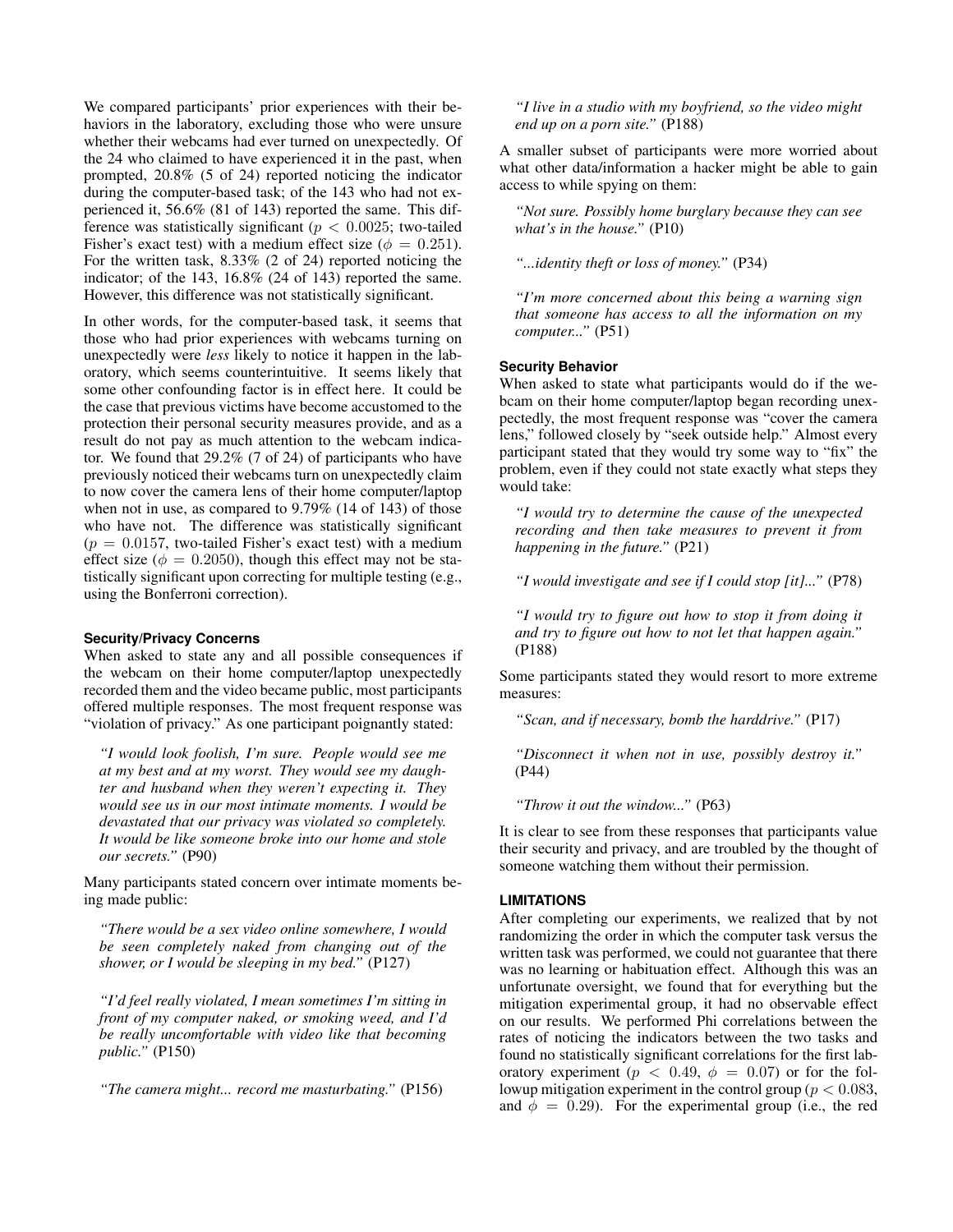We compared participants' prior experiences with their behaviors in the laboratory, excluding those who were unsure whether their webcams had ever turned on unexpectedly. Of the 24 who claimed to have experienced it in the past, when prompted, 20.8% (5 of 24) reported noticing the indicator during the computer-based task; of the 143 who had not experienced it, 56.6% (81 of 143) reported the same. This difference was statistically significant ($p < 0.0025$; two-tailed Fisher's exact test) with a medium effect size ($\phi = 0.251$). For the written task, 8.33% (2 of 24) reported noticing the indicator; of the 143, 16.8% (24 of 143) reported the same. However, this difference was not statistically significant.

In other words, for the computer-based task, it seems that those who had prior experiences with webcams turning on unexpectedly were *less* likely to notice it happen in the laboratory, which seems counterintuitive. It seems likely that some other confounding factor is in effect here. It could be the case that previous victims have become accustomed to the protection their personal security measures provide, and as a result do not pay as much attention to the webcam indicator. We found that 29.2% (7 of 24) of participants who have previously noticed their webcams turn on unexpectedly claim to now cover the camera lens of their home computer/laptop when not in use, as compared to 9.79% (14 of 143) of those who have not. The difference was statistically significant ($p = 0.0157$, two-tailed Fisher's exact test) with a medium effect size ($\phi = 0.2050$), though this effect may not be statistically significant upon correcting for multiple testing (e.g., using the Bonferroni correction).

### Security/Privacy Concerns

When asked to state any and all possible consequences if the webcam on their home computer/laptop unexpectedly recorded them and the video became public, most participants offered multiple responses. The most frequent response was "violation of privacy." As one participant poignantly stated:

> *"I would look foolish, I'm sure. People would see me at my best and at my worst. They would see my daughter and husband when they weren't expecting it. They would see us in our most intimate moments. I would be devastated that our privacy was violated so completely. It would be like someone broke into our home and stole our secrets."* (P90)

Many participants stated concern over intimate moments being made public:

> *"There would be a sex video online somewhere, I would be seen completely naked from changing out of the shower, or I would be sleeping in my bed."* (P127)

> *"I'd feel really violated, I mean sometimes I'm sitting in front of my computer naked, or smoking weed, and I'd be really uncomfortable with video like that becoming public."* (P150)

> *"The camera might... record me masturbating."* (P156)

> *"I live in a studio with my boyfriend, so the video might end up on a porn site."* (P188)

A smaller subset of participants were more worried about what other data/information a hacker might be able to gain access to while spying on them:

> *"Not sure. Possibly home burglary because they can see what's in the house."* (P10)

> *"...identity theft or loss of money."* (P34)

> *"I'm more concerned about this being a warning sign that someone has access to all the information on my computer..."* (P51)

### Security Behavior

When asked to state what participants would do if the webcam on their home computer/laptop began recording unexpectedly, the most frequent response was "cover the camera lens," followed closely by "seek outside help." Almost every participant stated that they would try some way to "fix" the problem, even if they could not state exactly what steps they would take:

> *"I would try to determine the cause of the unexpected recording and then take measures to prevent it from happening in the future."* (P21)

> *"I would investigate and see if I could stop [it]..."* (P78)

> *"I would try to figure out how to stop it from doing it and try to figure out how to not let that happen again."* (P188)

Some participants stated they would resort to more extreme measures:

> *"Scan, and if necessary, bomb the harddrive."* (P17)

> *"Disconnect it when not in use, possibly destroy it."* (P44)

> *"Throw it out the window..."* (P63)

It is clear to see from these responses that participants value their security and privacy, and are troubled by the thought of someone watching them without their permission.

## LIMITATIONS

After completing our experiments, we realized that by not randomizing the order in which the computer task versus the written task was performed, we could not guarantee that there was no learning or habituation effect. Although this was an unfortunate oversight, we found that for everything but the mitigation experimental group, it had no observable effect on our results. We performed Phi correlations between the rates of noticing the indicators between the two tasks and found no statistically significant correlations for the first laboratory experiment ($p < 0.49$, $\phi = 0.07$) or for the followup mitigation experiment in the control group ($p < 0.083$, and $\phi = 0.29$). For the experimental group (i.e., the red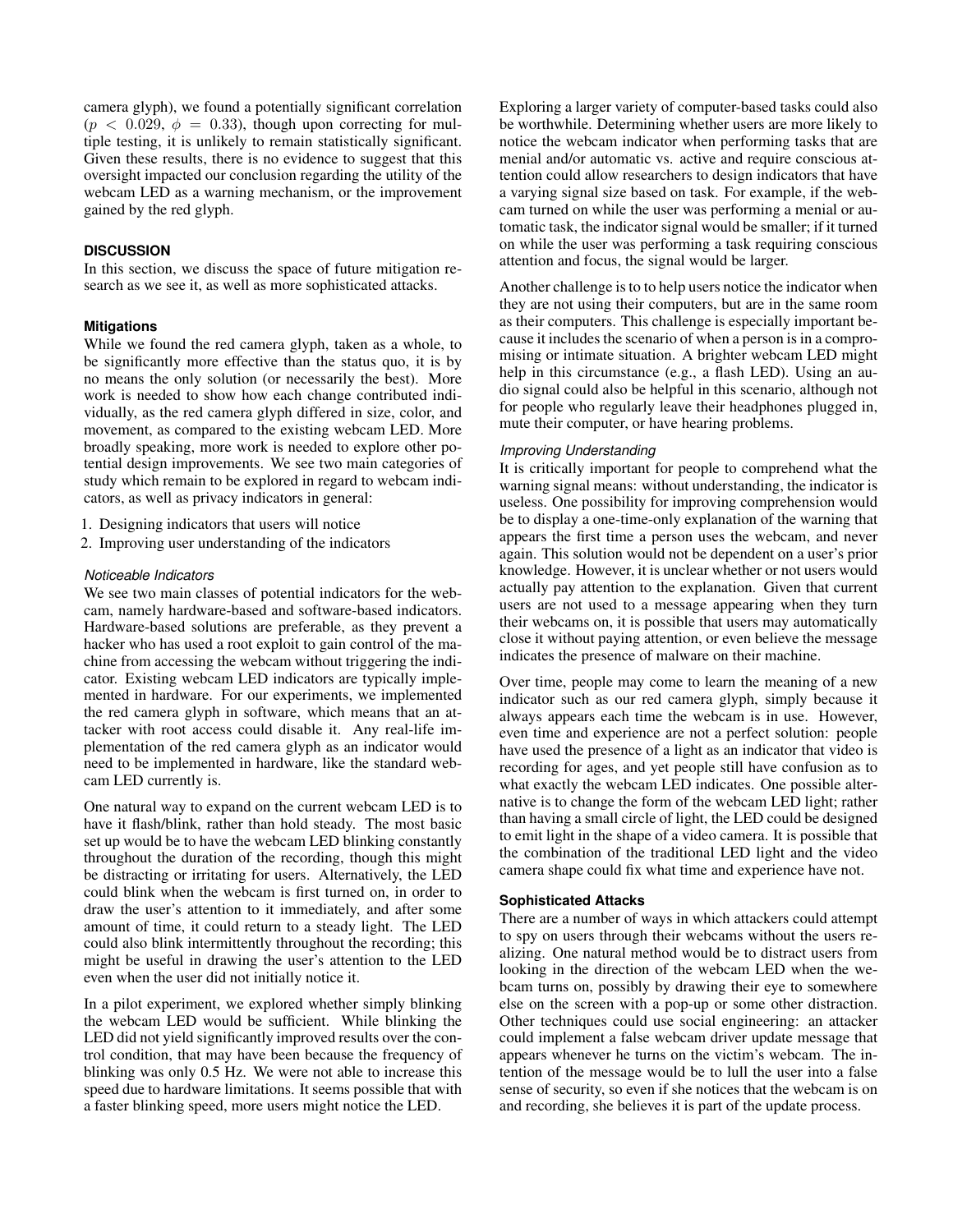camera glyph), we found a potentially significant correlation ($p < 0.029$, $\phi = 0.33$), though upon correcting for multiple testing, it is unlikely to remain statistically significant. Given these results, there is no evidence to suggest that this oversight impacted our conclusion regarding the utility of the webcam LED as a warning mechanism, or the improvement gained by the red glyph.

## DISCUSSION

In this section, we discuss the space of future mitigation research as we see it, as well as more sophisticated attacks.

### Mitigations

While we found the red camera glyph, taken as a whole, to be significantly more effective than the status quo, it is by no means the only solution (or necessarily the best). More work is needed to show how each change contributed individually, as the red camera glyph differed in size, color, and movement, as compared to the existing webcam LED. More broadly speaking, more work is needed to explore other potential design improvements. We see two main categories of study which remain to be explored in regard to webcam indicators, as well as privacy indicators in general:

1. Designing indicators that users will notice
2. Improving user understanding of the indicators

#### *Noticeable Indicators*

We see two main classes of potential indicators for the webcam, namely hardware-based and software-based indicators. Hardware-based solutions are preferable, as they prevent a hacker who has used a root exploit to gain control of the machine from accessing the webcam without triggering the indicator. Existing webcam LED indicators are typically implemented in hardware. For our experiments, we implemented the red camera glyph in software, which means that an attacker with root access could disable it. Any real-life implementation of the red camera glyph as an indicator would need to be implemented in hardware, like the standard webcam LED currently is.

One natural way to expand on the current webcam LED is to have it flash/blink, rather than hold steady. The most basic set up would be to have the webcam LED blinking constantly throughout the duration of the recording, though this might be distracting or irritating for users. Alternatively, the LED could blink when the webcam is first turned on, in order to draw the user's attention to it immediately, and after some amount of time, it could return to a steady light. The LED could also blink intermittently throughout the recording; this might be useful in drawing the user's attention to the LED even when the user did not initially notice it.

In a pilot experiment, we explored whether simply blinking the webcam LED would be sufficient. While blinking the LED did not yield significantly improved results over the control condition, that may have been because the frequency of blinking was only 0.5 Hz. We were not able to increase this speed due to hardware limitations. It seems possible that with a faster blinking speed, more users might notice the LED.

Exploring a larger variety of computer-based tasks could also be worthwhile. Determining whether users are more likely to notice the webcam indicator when performing tasks that are menial and/or automatic vs. active and require conscious attention could allow researchers to design indicators that have a varying signal size based on task. For example, if the webcam turned on while the user was performing a menial or automatic task, the indicator signal would be smaller; if it turned on while the user was performing a task requiring conscious attention and focus, the signal would be larger.

Another challenge is to to help users notice the indicator when they are not using their computers, but are in the same room as their computers. This challenge is especially important because it includes the scenario of when a person is in a compromising or intimate situation. A brighter webcam LED might help in this circumstance (e.g., a flash LED). Using an audio signal could also be helpful in this scenario, although not for people who regularly leave their headphones plugged in, mute their computer, or have hearing problems.

#### *Improving Understanding*

It is critically important for people to comprehend what the warning signal means: without understanding, the indicator is useless. One possibility for improving comprehension would be to display a one-time-only explanation of the warning that appears the first time a person uses the webcam, and never again. This solution would not be dependent on a user's prior knowledge. However, it is unclear whether or not users would actually pay attention to the explanation. Given that current users are not used to a message appearing when they turn their webcams on, it is possible that users may automatically close it without paying attention, or even believe the message indicates the presence of malware on their machine.

Over time, people may come to learn the meaning of a new indicator such as our red camera glyph, simply because it always appears each time the webcam is in use. However, even time and experience are not a perfect solution: people have used the presence of a light as an indicator that video is recording for ages, and yet people still have confusion as to what exactly the webcam LED indicates. One possible alternative is to change the form of the webcam LED light; rather than having a small circle of light, the LED could be designed to emit light in the shape of a video camera. It is possible that the combination of the traditional LED light and the video camera shape could fix what time and experience have not.

### Sophisticated Attacks

There are a number of ways in which attackers could attempt to spy on users through their webcams without the users realizing. One natural method would be to distract users from looking in the direction of the webcam LED when the webcam turns on, possibly by drawing their eye to somewhere else on the screen with a pop-up or some other distraction. Other techniques could use social engineering: an attacker could implement a false webcam driver update message that appears whenever he turns on the victim's webcam. The intention of the message would be to lull the user into a false sense of security, so even if she notices that the webcam is on and recording, she believes it is part of the update process.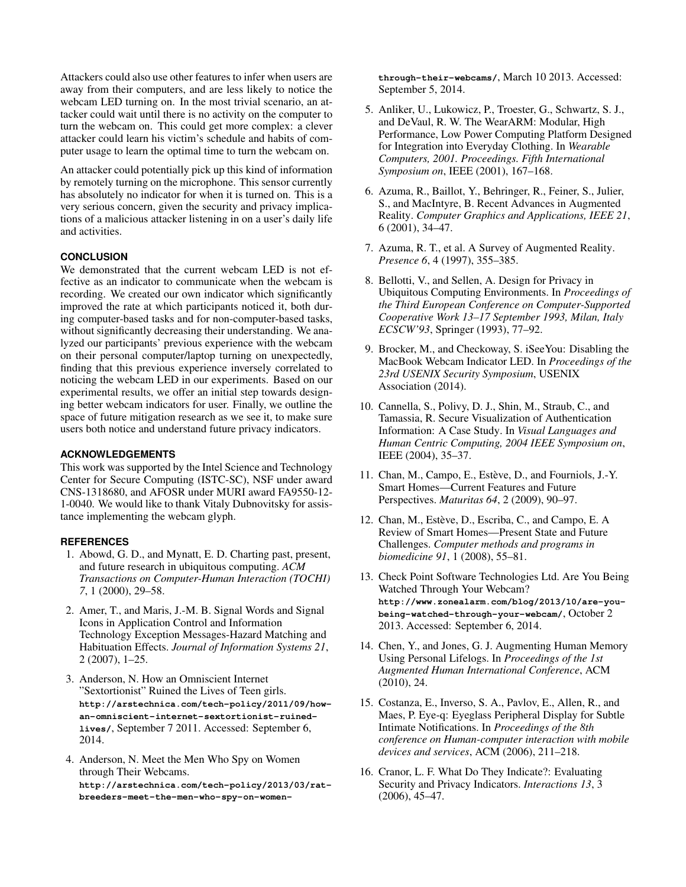Attackers could also use other features to infer when users are away from their computers, and are less likely to notice the webcam LED turning on. In the most trivial scenario, an attacker could wait until there is no activity on the computer to turn the webcam on. This could get more complex: a clever attacker could learn his victim's schedule and habits of computer usage to learn the optimal time to turn the webcam on.

An attacker could potentially pick up this kind of information by remotely turning on the microphone. This sensor currently has absolutely no indicator for when it is turned on. This is a very serious concern, given the security and privacy implications of a malicious attacker listening in on a user's daily life and activities.

## CONCLUSION

We demonstrated that the current webcam LED is not effective as an indicator to communicate when the webcam is recording. We created our own indicator which significantly improved the rate at which participants noticed it, both during computer-based tasks and for non-computer-based tasks, without significantly decreasing their understanding. We analyzed our participants' previous experience with the webcam on their personal computer/laptop turning on unexpectedly, finding that this previous experience inversely correlated to noticing the webcam LED in our experiments. Based on our experimental results, we offer an initial step towards designing better webcam indicators for user. Finally, we outline the space of future mitigation research as we see it, to make sure users both notice and understand future privacy indicators.

## ACKNOWLEDGEMENTS

This work was supported by the Intel Science and Technology Center for Secure Computing (ISTC-SC), NSF under award CNS-1318680, and AFOSR under MURI award FA9550-12-1-0040. We would like to thank Vitaly Dubnovitsky for assistance implementing the webcam glyph.

## REFERENCES

1. Abowd, G. D., and Mynatt, E. D. Charting past, present, and future research in ubiquitous computing. *ACM Transactions on Computer-Human Interaction (TOCHI) 7*, 1 (2000), 29–58.
2. Amer, T., and Maris, J.-M. B. Signal Words and Signal Icons in Application Control and Information Technology Exception Messages-Hazard Matching and Habituation Effects. *Journal of Information Systems 21*, 2 (2007), 1–25.
3. Anderson, N. How an Omniscient Internet "Sextortionist" Ruined the Lives of Teen girls. `http://arstechnica.com/tech-policy/2011/09/how-an-omniscient-internet-sextortionist-ruined-lives/`, September 7 2011. Accessed: September 6, 2014.
4. Anderson, N. Meet the Men Who Spy on Women through Their Webcams. `http://arstechnica.com/tech-policy/2013/03/rat-breeders-meet-the-men-who-spy-on-women-through-their-webcams/`, March 10 2013. Accessed: September 5, 2014.
5. Anliker, U., Lukowicz, P., Troester, G., Schwartz, S. J., and DeVaul, R. W. The WearARM: Modular, High Performance, Low Power Computing Platform Designed for Integration into Everyday Clothing. In *Wearable Computers, 2001. Proceedings. Fifth International Symposium on*, IEEE (2001), 167–168.
6. Azuma, R., Baillot, Y., Behringer, R., Feiner, S., Julier, S., and MacIntyre, B. Recent Advances in Augmented Reality. *Computer Graphics and Applications, IEEE 21*, 6 (2001), 34–47.
7. Azuma, R. T., et al. A Survey of Augmented Reality. *Presence 6*, 4 (1997), 355–385.
8. Bellotti, V., and Sellen, A. Design for Privacy in Ubiquitous Computing Environments. In *Proceedings of the Third European Conference on Computer-Supported Cooperative Work 13–17 September 1993, Milan, Italy ECSCW'93*, Springer (1993), 77–92.
9. Brocker, M., and Checkoway, S. iSeeYou: Disabling the MacBook Webcam Indicator LED. In *Proceedings of the 23rd USENIX Security Symposium*, USENIX Association (2014).
10. Cannella, S., Polivy, D. J., Shin, M., Straub, C., and Tamassia, R. Secure Visualization of Authentication Information: A Case Study. In *Visual Languages and Human Centric Computing, 2004 IEEE Symposium on*, IEEE (2004), 35–37.
11. Chan, M., Campo, E., Estève, D., and Fourniols, J.-Y. Smart Homes—Current Features and Future Perspectives. *Maturitas 64*, 2 (2009), 90–97.
12. Chan, M., Estève, D., Escriba, C., and Campo, E. A Review of Smart Homes—Present State and Future Challenges. *Computer methods and programs in biomedicine 91*, 1 (2008), 55–81.
13. Check Point Software Technologies Ltd. Are You Being Watched Through Your Webcam? `http://www.zonealarm.com/blog/2013/10/are-you-being-watched-through-your-webcam/`, October 2 2013. Accessed: September 6, 2014.
14. Chen, Y., and Jones, G. J. Augmenting Human Memory Using Personal Lifelogs. In *Proceedings of the 1st Augmented Human International Conference*, ACM (2010), 24.
15. Costanza, E., Inverso, S. A., Pavlov, E., Allen, R., and Maes, P. Eye-q: Eyeglass Peripheral Display for Subtle Intimate Notifications. In *Proceedings of the 8th conference on Human-computer interaction with mobile devices and services*, ACM (2006), 211–218.
16. Cranor, L. F. What Do They Indicate?: Evaluating Security and Privacy Indicators. *Interactions 13*, 3 (2006), 45–47.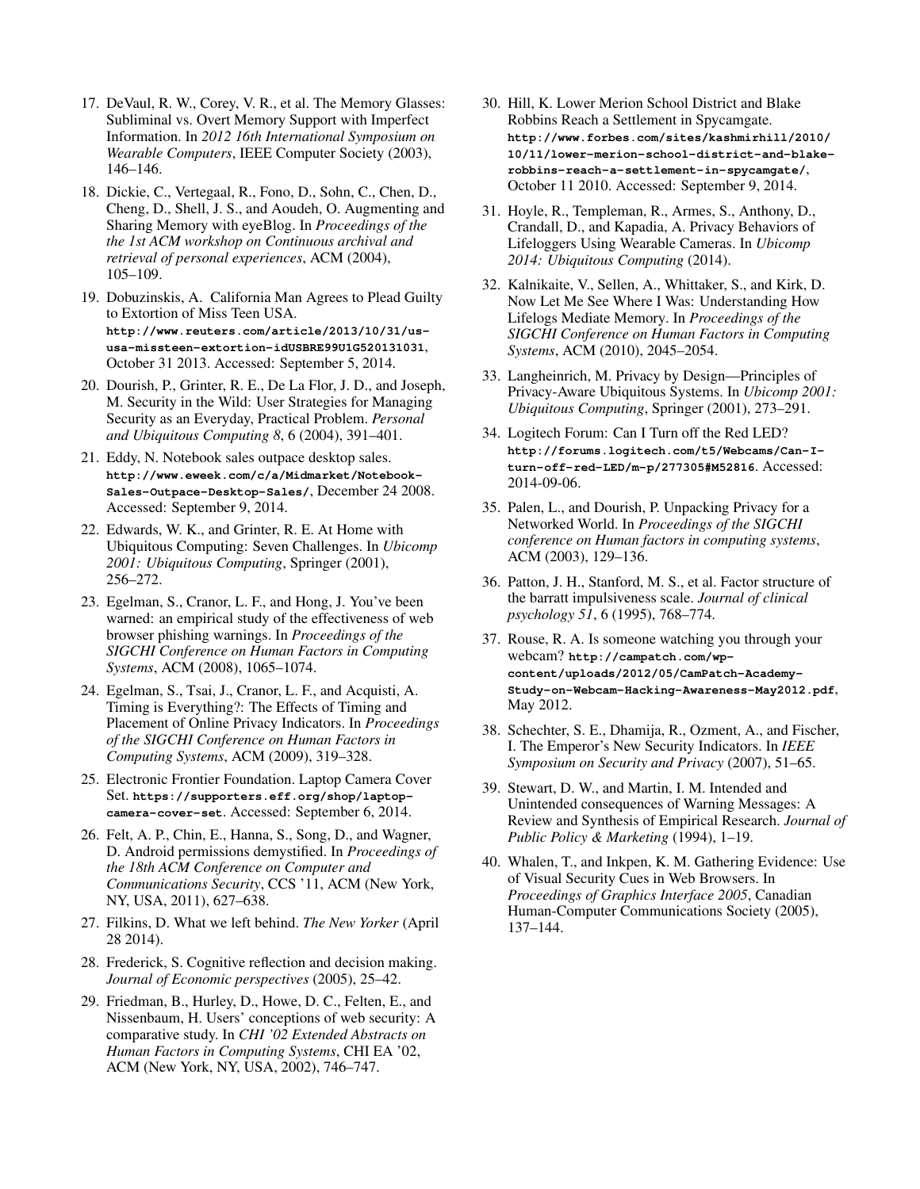17. DeVaul, R. W., Corey, V. R., et al. The Memory Glasses: Subliminal vs. Overt Memory Support with Imperfect Information. In *2012 16th International Symposium on Wearable Computers*, IEEE Computer Society (2003), 146–146.

18. Dickie, C., Vertegaal, R., Fono, D., Sohn, C., Chen, D., Cheng, D., Shell, J. S., and Aoudeh, O. Augmenting and Sharing Memory with eyeBlog. In *Proceedings of the 1st ACM workshop on Continuous archival and retrieval of personal experiences*, ACM (2004), 105–109.

19. Dobuzinskis, A. California Man Agrees to Plead Guilty to Extortion of Miss Teen USA. `http://www.reuters.com/article/2013/10/31/us-usa-missteen-extortion-idUSBRE99U1G520131031`, October 31 2013. Accessed: September 5, 2014.

20. Dourish, P., Grinter, R. E., De La Flor, J. D., and Joseph, M. Security in the Wild: User Strategies for Managing Security as an Everyday, Practical Problem. *Personal and Ubiquitous Computing 8*, 6 (2004), 391–401.

21. Eddy, N. Notebook sales outpace desktop sales. `http://www.eweek.com/c/a/Midmarket/Notebook-Sales-Outpace-Desktop-Sales/`, December 24 2008. Accessed: September 9, 2014.

22. Edwards, W. K., and Grinter, R. E. At Home with Ubiquitous Computing: Seven Challenges. In *Ubicomp 2001: Ubiquitous Computing*, Springer (2001), 256–272.

23. Egelman, S., Cranor, L. F., and Hong, J. You've been warned: an empirical study of the effectiveness of web browser phishing warnings. In *Proceedings of the SIGCHI Conference on Human Factors in Computing Systems*, ACM (2008), 1065–1074.

24. Egelman, S., Tsai, J., Cranor, L. F., and Acquisti, A. Timing is Everything?: The Effects of Timing and Placement of Online Privacy Indicators. In *Proceedings of the SIGCHI Conference on Human Factors in Computing Systems*, ACM (2009), 319–328.

25. Electronic Frontier Foundation. Laptop Camera Cover Set. `https://supporters.eff.org/shop/laptop-camera-cover-set`. Accessed: September 6, 2014.

26. Felt, A. P., Chin, E., Hanna, S., Song, D., and Wagner, D. Android permissions demystified. In *Proceedings of the 18th ACM Conference on Computer and Communications Security*, CCS '11, ACM (New York, NY, USA, 2011), 627–638.

27. Filkins, D. What we left behind. *The New Yorker* (April 28 2014).

28. Frederick, S. Cognitive reflection and decision making. *Journal of Economic perspectives* (2005), 25–42.

29. Friedman, B., Hurley, D., Howe, D. C., Felten, E., and Nissenbaum, H. Users' conceptions of web security: A comparative study. In *CHI '02 Extended Abstracts on Human Factors in Computing Systems*, CHI EA '02, ACM (New York, NY, USA, 2002), 746–747.

30. Hill, K. Lower Merion School District and Blake Robbins Reach a Settlement in Spycamgate. `http://www.forbes.com/sites/kashmirhill/2010/10/11/lower-merion-school-district-and-blake-robbins-reach-a-settlement-in-spycamgate/`, October 11 2010. Accessed: September 9, 2014.

31. Hoyle, R., Templeman, R., Armes, S., Anthony, D., Crandall, D., and Kapadia, A. Privacy Behaviors of Lifeloggers Using Wearable Cameras. In *Ubicomp 2014: Ubiquitous Computing* (2014).

32. Kalnikaite, V., Sellen, A., Whittaker, S., and Kirk, D. Now Let Me See Where I Was: Understanding How Lifelogs Mediate Memory. In *Proceedings of the SIGCHI Conference on Human Factors in Computing Systems*, ACM (2010), 2045–2054.

33. Langheinrich, M. Privacy by Design—Principles of Privacy-Aware Ubiquitous Systems. In *Ubicomp 2001: Ubiquitous Computing*, Springer (2001), 273–291.

34. Logitech Forum: Can I Turn off the Red LED? `http://forums.logitech.com/t5/Webcams/Can-I-turn-off-red-LED/m-p/277305#M52816`. Accessed: 2014-09-06.

35. Palen, L., and Dourish, P. Unpacking Privacy for a Networked World. In *Proceedings of the SIGCHI conference on Human factors in computing systems*, ACM (2003), 129–136.

36. Patton, J. H., Stanford, M. S., et al. Factor structure of the barratt impulsiveness scale. *Journal of clinical psychology 51*, 6 (1995), 768–774.

37. Rouse, R. A. Is someone watching you through your webcam? `http://campatch.com/wp-content/uploads/2012/05/CamPatch-Academy-Study-on-Webcam-Hacking-Awareness-May2012.pdf`, May 2012.

38. Schechter, S. E., Dhamija, R., Ozment, A., and Fischer, I. The Emperor's New Security Indicators. In *IEEE Symposium on Security and Privacy* (2007), 51–65.

39. Stewart, D. W., and Martin, I. M. Intended and Unintended consequences of Warning Messages: A Review and Synthesis of Empirical Research. *Journal of Public Policy & Marketing* (1994), 1–19.

40. Whalen, T., and Inkpen, K. M. Gathering Evidence: Use of Visual Security Cues in Web Browsers. In *Proceedings of Graphics Interface 2005*, Canadian Human-Computer Communications Society (2005), 137–144.